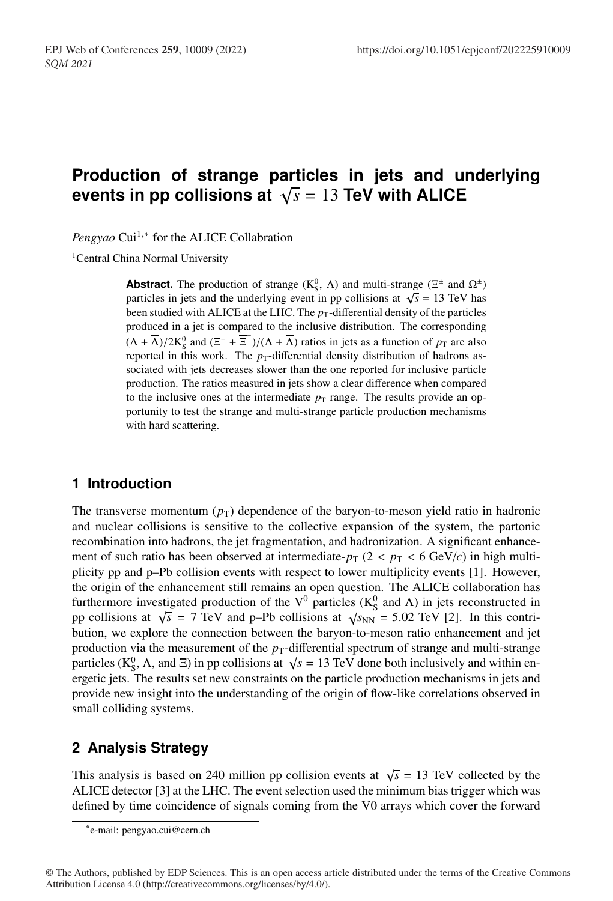# Production of strange particles in jets and underlying events in pp collisions at $\sqrt{s} = 13$ TeV with ALICE

*Pengyao* Cui[1,*] for the ALICE Collabration

[1]Central China Normal University

**Abstract.** The production of strange ($K^0_S$, $\Lambda$) and multi-strange ($\Xi^{\pm}$ and $\Omega^{\pm}$) particles in jets and the underlying event in pp collisions at $\sqrt{s} = 13$ TeV has been studied with ALICE at the LHC. The $p_T$-differential density of the particles produced in a jet is compared to the inclusive distribution. The corresponding $(\Lambda + \overline{\Lambda})/2K^0_S$ and $(\Xi^- + \overline{\Xi}^+)/(\Lambda + \overline{\Lambda})$ ratios in jets as a function of $p_T$ are also reported in this work. The $p_T$-differential density distribution of hadrons associated with jets decreases slower than the one reported for inclusive particle production. The ratios measured in jets show a clear difference when compared to the inclusive ones at the intermediate $p_T$ range. The results provide an opportunity to test the strange and multi-strange particle production mechanisms with hard scattering.

## 1 Introduction

The transverse momentum ($p_T$) dependence of the baryon-to-meson yield ratio in hadronic and nuclear collisions is sensitive to the collective expansion of the system, the partonic recombination into hadrons, the jet fragmentation, and hadronization. A significant enhancement of such ratio has been observed at intermediate-$p_T$ ($2 < p_T < 6$ GeV/$c$) in high multiplicity pp and p–Pb collision events with respect to lower multiplicity events [1]. However, the origin of the enhancement still remains an open question. The ALICE collaboration has furthermore investigated production of the $V^0$ particles ($K^0_S$ and $\Lambda$) in jets reconstructed in pp collisions at $\sqrt{s} = 7$ TeV and p–Pb collisions at $\sqrt{s_{NN}} = 5.02$ TeV [2]. In this contribution, we explore the connection between the baryon-to-meson ratio enhancement and jet production via the measurement of the $p_T$-differential spectrum of strange and multi-strange particles ($K^0_S$, $\Lambda$, and $\Xi$) in pp collisions at $\sqrt{s} = 13$ TeV done both inclusively and within energetic jets. The results set new constraints on the particle production mechanisms in jets and provide new insight into the understanding of the origin of flow-like correlations observed in small colliding systems.

## 2 Analysis Strategy

This analysis is based on 240 million pp collision events at $\sqrt{s} = 13$ TeV collected by the ALICE detector [3] at the LHC. The event selection used the minimum bias trigger which was defined by time coincidence of signals coming from the V0 arrays which cover the forward

*e-mail: pengyao.cui@cern.ch

© The Authors, published by EDP Sciences. This is an open access article distributed under the terms of the Creative Commons Attribution License 4.0 (http://creativecommons.org/licenses/by/4.0/).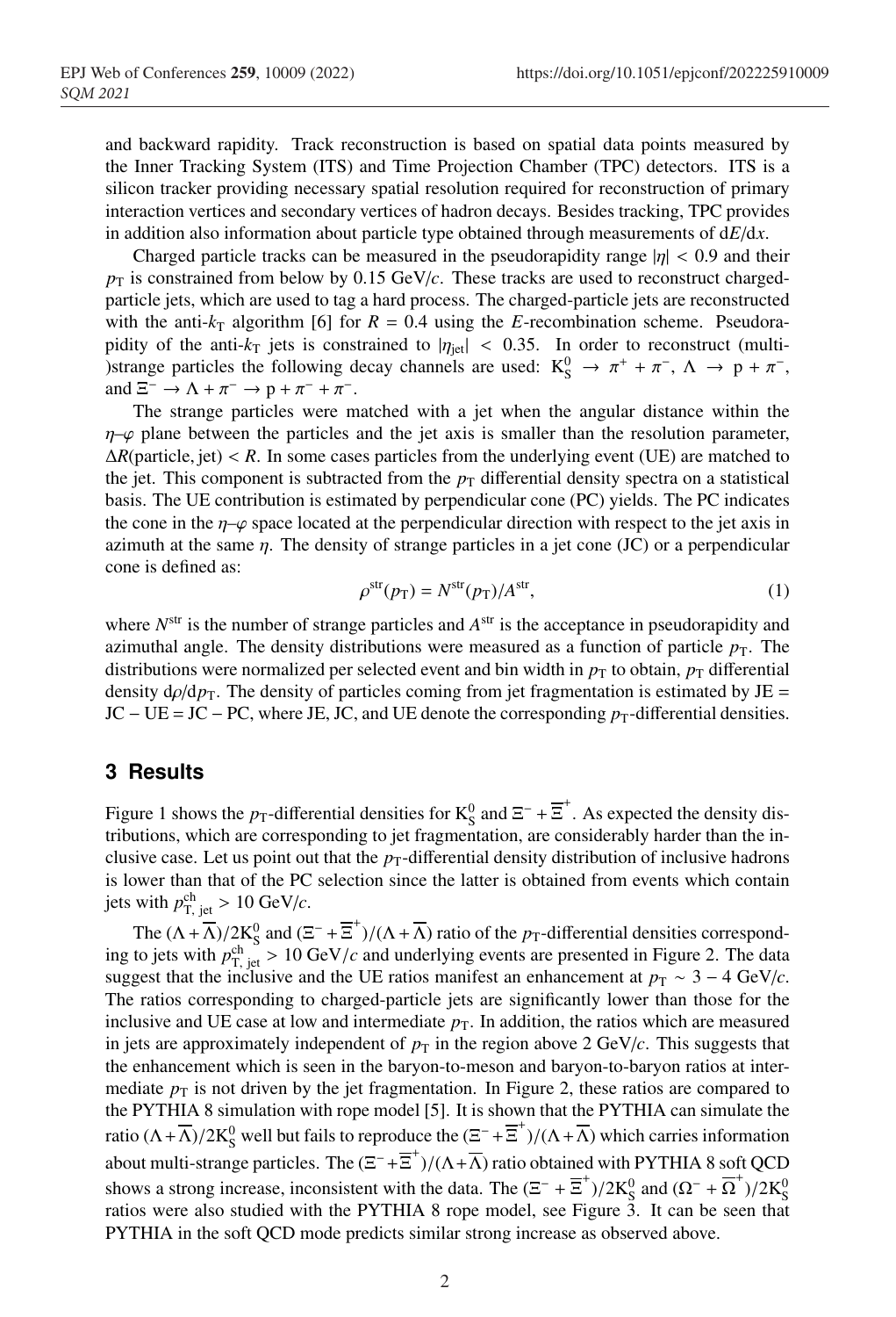and backward rapidity. Track reconstruction is based on spatial data points measured by the Inner Tracking System (ITS) and Time Projection Chamber (TPC) detectors. ITS is a silicon tracker providing necessary spatial resolution required for reconstruction of primary interaction vertices and secondary vertices of hadron decays. Besides tracking, TPC provides in addition also information about particle type obtained through measurements of $\mathrm{d}E/\mathrm{d}x$.

Charged particle tracks can be measured in the pseudorapidity range $|\eta| < 0.9$ and their $p_{\mathrm{T}}$ is constrained from below by 0.15 GeV/$c$. These tracks are used to reconstruct charged-particle jets, which are used to tag a hard process. The charged-particle jets are reconstructed with the anti-$k_{\mathrm{T}}$ algorithm [6] for $R = 0.4$ using the $E$-recombination scheme. Pseudorapidity of the anti-$k_{\mathrm{T}}$ jets is constrained to $|\eta_{\mathrm{jet}}| < 0.35$. In order to reconstruct (multi-)strange particles the following decay channels are used: $\mathrm{K^0_S} \rightarrow \pi^+ + \pi^-$, $\Lambda \rightarrow \mathrm{p} + \pi^-$, and $\Xi^- \rightarrow \Lambda + \pi^- \rightarrow \mathrm{p} + \pi^- + \pi^-$.

The strange particles were matched with a jet when the angular distance within the $\eta$–$\varphi$ plane between the particles and the jet axis is smaller than the resolution parameter, $\Delta R(\text{particle, jet}) < R$. In some cases particles from the underlying event (UE) are matched to the jet. This component is subtracted from the $p_{\mathrm{T}}$ differential density spectra on a statistical basis. The UE contribution is estimated by perpendicular cone (PC) yields. The PC indicates the cone in the $\eta$–$\varphi$ space located at the perpendicular direction with respect to the jet axis in azimuth at the same $\eta$. The density of strange particles in a jet cone (JC) or a perpendicular cone is defined as:

$$\rho^{\mathrm{str}}(p_{\mathrm{T}}) = N^{\mathrm{str}}(p_{\mathrm{T}})/A^{\mathrm{str}}, \tag{1}$$

where $N^{\mathrm{str}}$ is the number of strange particles and $A^{\mathrm{str}}$ is the acceptance in pseudorapidity and azimuthal angle. The density distributions were measured as a function of particle $p_{\mathrm{T}}$. The distributions were normalized per selected event and bin width in $p_{\mathrm{T}}$ to obtain, $p_{\mathrm{T}}$ differential density $\mathrm{d}\rho/\mathrm{d}p_{\mathrm{T}}$. The density of particles coming from jet fragmentation is estimated by JE = JC − UE = JC − PC, where JE, JC, and UE denote the corresponding $p_{\mathrm{T}}$-differential densities.

## 3 Results

Figure 1 shows the $p_{\mathrm{T}}$-differential densities for $\mathrm{K^0_S}$ and $\Xi^- + \overline{\Xi}^+$. As expected the density distributions, which are corresponding to jet fragmentation, are considerably harder than the inclusive case. Let us point out that the $p_{\mathrm{T}}$-differential density distribution of inclusive hadrons is lower than that of the PC selection since the latter is obtained from events which contain jets with $p^{\mathrm{ch}}_{\mathrm{T,\,jet}} > 10$ GeV/$c$.

The $(\Lambda + \overline{\Lambda})/2\mathrm{K^0_S}$ and $(\Xi^- + \overline{\Xi}^+)/(\Lambda + \overline{\Lambda})$ ratio of the $p_{\mathrm{T}}$-differential densities corresponding to jets with $p^{\mathrm{ch}}_{\mathrm{T,\,jet}} > 10$ GeV/$c$ and underlying events are presented in Figure 2. The data suggest that the inclusive and the UE ratios manifest an enhancement at $p_{\mathrm{T}} \sim 3 - 4$ GeV/$c$. The ratios corresponding to charged-particle jets are significantly lower than those for the inclusive and UE case at low and intermediate $p_{\mathrm{T}}$. In addition, the ratios which are measured in jets are approximately independent of $p_{\mathrm{T}}$ in the region above 2 GeV/$c$. This suggests that the enhancement which is seen in the baryon-to-meson and baryon-to-baryon ratios at intermediate $p_{\mathrm{T}}$ is not driven by the jet fragmentation. In Figure 2, these ratios are compared to the PYTHIA 8 simulation with rope model [5]. It is shown that the PYTHIA can simulate the ratio $(\Lambda + \overline{\Lambda})/2\mathrm{K^0_S}$ well but fails to reproduce the $(\Xi^- + \overline{\Xi}^+)/(\Lambda + \overline{\Lambda})$ which carries information about multi-strange particles. The $(\Xi^- + \overline{\Xi}^+)/(\Lambda + \overline{\Lambda})$ ratio obtained with PYTHIA 8 soft QCD shows a strong increase, inconsistent with the data. The $(\Xi^- + \overline{\Xi}^+)/2\mathrm{K^0_S}$ and $(\Omega^- + \overline{\Omega}^+)/2\mathrm{K^0_S}$ ratios were also studied with the PYTHIA 8 rope model, see Figure 3. It can be seen that PYTHIA in the soft QCD mode predicts similar strong increase as observed above.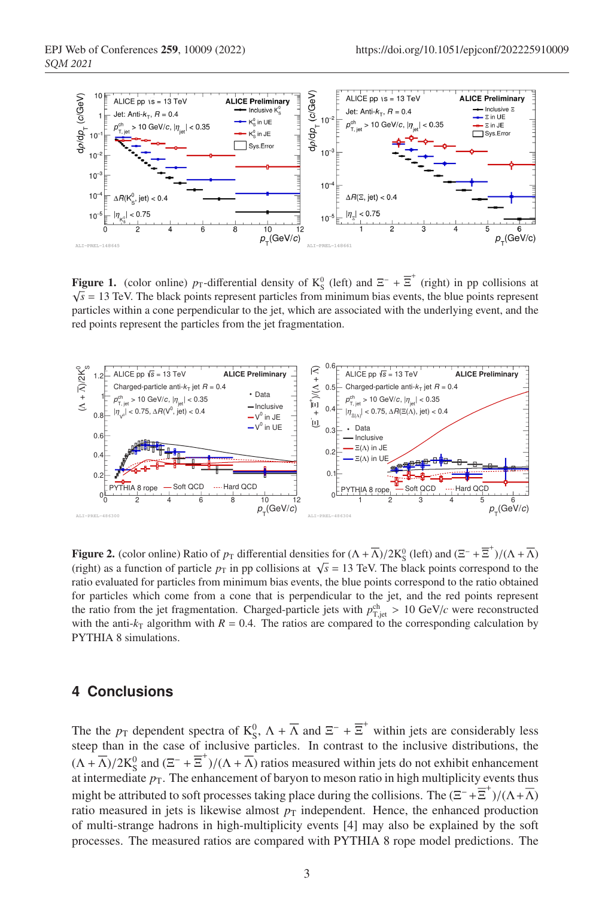**Figure 1.** (color online) $p_{\mathrm{T}}$-differential density of $\mathrm{K}^0_{\mathrm{S}}$ (left) and $\Xi^- + \overline{\Xi}^+$ (right) in pp collisions at $\sqrt{s}$ = 13 TeV. The black points represent particles from minimum bias events, the blue points represent particles within a cone perpendicular to the jet, which are associated with the underlying event, and the red points represent the particles from the jet fragmentation.

**Figure 2.** (color online) Ratio of $p_{\mathrm{T}}$ differential densities for $(\Lambda + \overline{\Lambda})/2\mathrm{K}^0_{\mathrm{S}}$ (left) and $(\Xi^- + \overline{\Xi}^+)/(\Lambda + \overline{\Lambda})$ (right) as a function of particle $p_{\mathrm{T}}$ in pp collisions at $\sqrt{s}$ = 13 TeV. The black points correspond to the ratio evaluated for particles from minimum bias events, the blue points correspond to the ratio obtained for particles which come from a cone that is perpendicular to the jet, and the red points represent the ratio from the jet fragmentation. Charged-particle jets with $p^{\mathrm{ch}}_{\mathrm{T,jet}} > 10$ GeV/$c$ were reconstructed with the anti-$k_{\mathrm{T}}$ algorithm with $R = 0.4$. The ratios are compared to the corresponding calculation by PYTHIA 8 simulations.

## 4 Conclusions

The the $p_{\mathrm{T}}$ dependent spectra of $\mathrm{K}^0_{\mathrm{S}}$, $\Lambda + \overline{\Lambda}$ and $\Xi^- + \overline{\Xi}^+$ within jets are considerably less steep than in the case of inclusive particles. In contrast to the inclusive distributions, the $(\Lambda + \overline{\Lambda})/2\mathrm{K}^0_{\mathrm{S}}$ and $(\Xi^- + \overline{\Xi}^+)/(\Lambda + \overline{\Lambda})$ ratios measured within jets do not exhibit enhancement at intermediate $p_{\mathrm{T}}$. The enhancement of baryon to meson ratio in high multiplicity events thus might be attributed to soft processes taking place during the collisions. The $(\Xi^- + \overline{\Xi}^+)/(\Lambda + \overline{\Lambda})$ ratio measured in jets is likewise almost $p_{\mathrm{T}}$ independent. Hence, the enhanced production of multi-strange hadrons in high-multiplicity events [4] may also be explained by the soft processes. The measured ratios are compared with PYTHIA 8 rope model predictions. The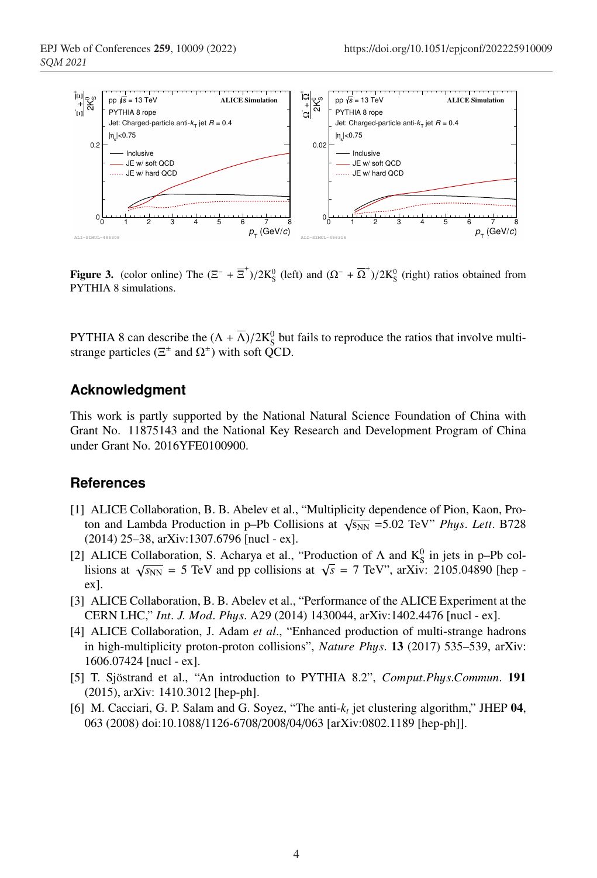pp $\sqrt{s}$ = 13 TeV
PYTHIA 8 rope
Jet: Charged-particle anti-$k_T$ jet $R$ = 0.4
$|\eta_s|$<0.75
ALICE Simulation
Inclusive
JE w/ soft QCD
JE w/ hard QCD
$\frac{\Xi^- + \overline{\Xi}^+}{2K^0_S}$
0.2
0
0 1 2 3 4 5 6 7 8
$p_T$ (GeV/$c$)
ALI-SIMUL-486308

pp $\sqrt{s}$ = 13 TeV
PYTHIA 8 rope
Jet: Charged-particle anti-$k_T$ jet $R$ = 0.4
$|\eta_s|$<0.75
ALICE Simulation
Inclusive
JE w/ soft QCD
JE w/ hard QCD
$\frac{\Omega^- + \overline{\Omega}^+}{2K^0_S}$
0.02
0
0 1 2 3 4 5 6 7 8
$p_T$ (GeV/$c$)
ALI-SIMUL-486316

**Figure 3.** (color online) The $(\Xi^- + \overline{\Xi}^+)/2\text{K}^0_\text{S}$ (left) and $(\Omega^- + \overline{\Omega}^+)/2\text{K}^0_\text{S}$ (right) ratios obtained from PYTHIA 8 simulations.

PYTHIA 8 can describe the $(\Lambda + \overline{\Lambda})/2\text{K}^0_\text{S}$ but fails to reproduce the ratios that involve multi-strange particles ($\Xi^\pm$ and $\Omega^\pm$) with soft QCD.

## Acknowledgment

This work is partly supported by the National Natural Science Foundation of China with Grant No. 11875143 and the National Key Research and Development Program of China under Grant No. 2016YFE0100900.

## References

[1] ALICE Collaboration, B. B. Abelev et al., "Multiplicity dependence of Pion, Kaon, Proton and Lambda Production in p–Pb Collisions at $\sqrt{s_{\text{NN}}}$ =5.02 TeV" *Phys. Lett.* B728 (2014) 25–38, arXiv:1307.6796 [nucl - ex].

[2] ALICE Collaboration, S. Acharya et al., "Production of $\Lambda$ and $\text{K}^0_\text{S}$ in jets in p–Pb collisions at $\sqrt{s_{\text{NN}}}$ = 5 TeV and pp collisions at $\sqrt{s}$ = 7 TeV", arXiv: 2105.04890 [hep - ex].

[3] ALICE Collaboration, B. B. Abelev et al., "Performance of the ALICE Experiment at the CERN LHC," *Int. J. Mod. Phys.* A29 (2014) 1430044, arXiv:1402.4476 [nucl - ex].

[4] ALICE Collaboration, J. Adam *et al.*, "Enhanced production of multi-strange hadrons in high-multiplicity proton-proton collisions", *Nature Phys.* **13** (2017) 535–539, arXiv: 1606.07424 [nucl - ex].

[5] T. Sjöstrand et al., "An introduction to PYTHIA 8.2", *Comput.Phys.Commun.* **191** (2015), arXiv: 1410.3012 [hep-ph].

[6] M. Cacciari, G. P. Salam and G. Soyez, "The anti-$k_t$ jet clustering algorithm," JHEP **04**, 063 (2008) doi:10.1088/1126-6708/2008/04/063 [arXiv:0802.1189 [hep-ph]].